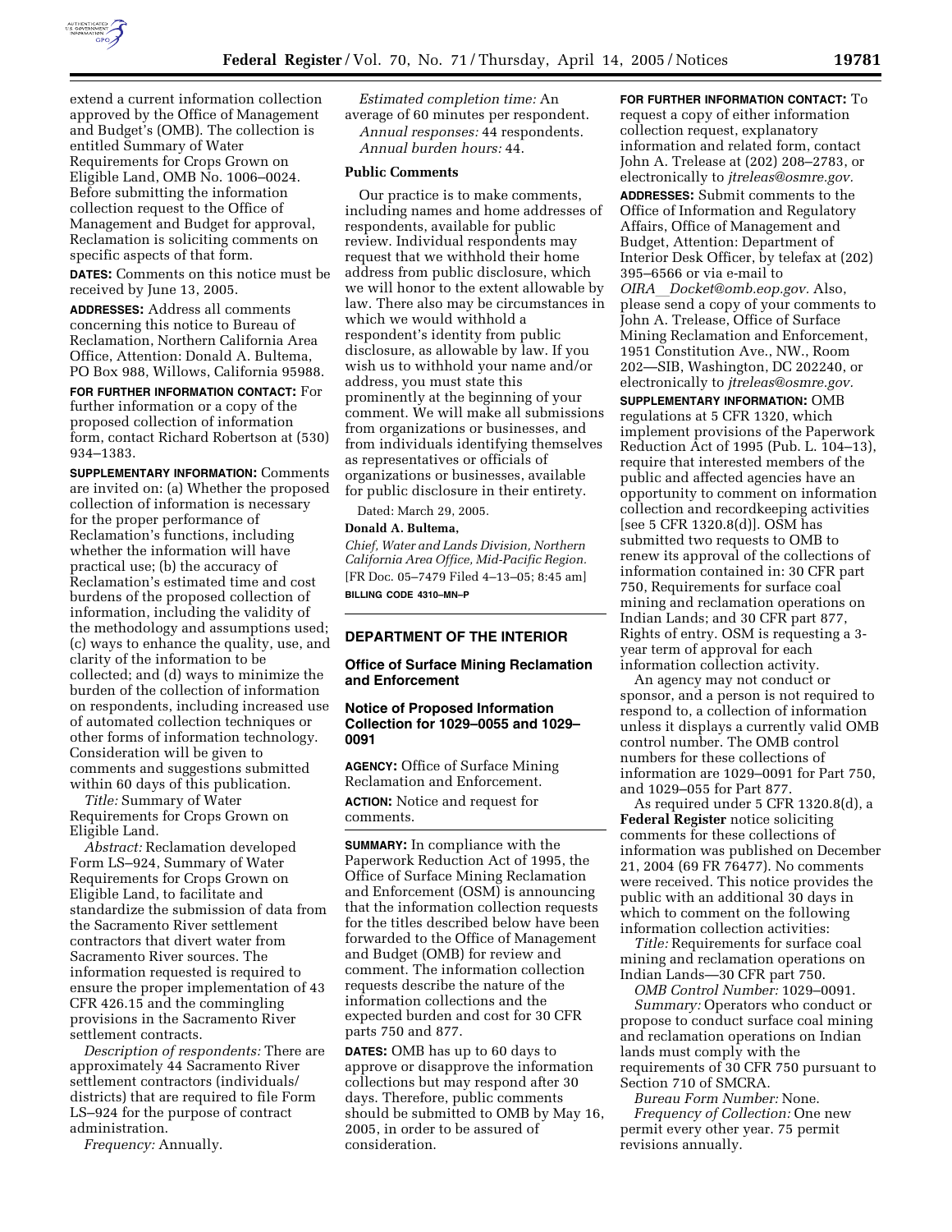extend a current information collection approved by the Office of Management and Budget's (OMB). The collection is entitled Summary of Water Requirements for Crops Grown on Eligible Land, OMB No. 1006–0024. Before submitting the information collection request to the Office of Management and Budget for approval, Reclamation is soliciting comments on specific aspects of that form.

**DATES:** Comments on this notice must be received by June 13, 2005.

**ADDRESSES:** Address all comments concerning this notice to Bureau of Reclamation, Northern California Area Office, Attention: Donald A. Bultema, PO Box 988, Willows, California 95988.

**FOR FURTHER INFORMATION CONTACT:** For further information or a copy of the proposed collection of information form, contact Richard Robertson at (530) 934–1383.

**SUPPLEMENTARY INFORMATION:** Comments are invited on: (a) Whether the proposed collection of information is necessary for the proper performance of Reclamation's functions, including whether the information will have practical use; (b) the accuracy of Reclamation's estimated time and cost burdens of the proposed collection of information, including the validity of the methodology and assumptions used; (c) ways to enhance the quality, use, and clarity of the information to be collected; and (d) ways to minimize the burden of the collection of information on respondents, including increased use of automated collection techniques or other forms of information technology. Consideration will be given to comments and suggestions submitted within 60 days of this publication.

*Title:* Summary of Water Requirements for Crops Grown on Eligible Land.

*Abstract:* Reclamation developed Form LS–924, Summary of Water Requirements for Crops Grown on Eligible Land, to facilitate and standardize the submission of data from the Sacramento River settlement contractors that divert water from Sacramento River sources. The information requested is required to ensure the proper implementation of 43 CFR 426.15 and the commingling provisions in the Sacramento River settlement contracts.

*Description of respondents:* There are approximately 44 Sacramento River settlement contractors (individuals/districts) that are required to file Form LS–924 for the purpose of contract administration.

*Frequency:* Annually.

*Estimated completion time:* An average of 60 minutes per respondent.

*Annual responses:* 44 respondents.

*Annual burden hours:* 44.

**Public Comments**

Our practice is to make comments, including names and home addresses of respondents, available for public review. Individual respondents may request that we withhold their home address from public disclosure, which we will honor to the extent allowable by law. There also may be circumstances in which we would withhold a respondent's identity from public disclosure, as allowable by law. If you wish us to withhold your name and/or address, you must state this prominently at the beginning of your comment. We will make all submissions from organizations or businesses, and from individuals identifying themselves as representatives or officials of organizations or businesses, available for public disclosure in their entirety.

Dated: March 29, 2005.

**Donald A. Bultema,**

*Chief, Water and Lands Division, Northern California Area Office, Mid-Pacific Region.*

[FR Doc. 05–7479 Filed 4–13–05; 8:45 am]

**BILLING CODE 4310–MN–P**

## DEPARTMENT OF THE INTERIOR

### Office of Surface Mining Reclamation and Enforcement

### Notice of Proposed Information Collection for 1029–0055 and 1029–0091

**AGENCY:** Office of Surface Mining Reclamation and Enforcement.

**ACTION:** Notice and request for comments.

**SUMMARY:** In compliance with the Paperwork Reduction Act of 1995, the Office of Surface Mining Reclamation and Enforcement (OSM) is announcing that the information collection requests for the titles described below have been forwarded to the Office of Management and Budget (OMB) for review and comment. The information collection requests describe the nature of the information collections and the expected burden and cost for 30 CFR parts 750 and 877.

**DATES:** OMB has up to 60 days to approve or disapprove the information collections but may respond after 30 days. Therefore, public comments should be submitted to OMB by May 16, 2005, in order to be assured of consideration.

**FOR FURTHER INFORMATION CONTACT:** To request a copy of either information collection request, explanatory information and related form, contact John A. Trelease at (202) 208–2783, or electronically to *jtreleas@osmre.gov.*

**ADDRESSES:** Submit comments to the Office of Information and Regulatory Affairs, Office of Management and Budget, Attention: Department of Interior Desk Officer, by telefax at (202) 395–6566 or via e-mail to *OIRA__Docket@omb.eop.gov.* Also, please send a copy of your comments to John A. Trelease, Office of Surface Mining Reclamation and Enforcement, 1951 Constitution Ave., NW., Room 202—SIB, Washington, DC 202240, or electronically to *jtreleas@osmre.gov.*

**SUPPLEMENTARY INFORMATION:** OMB regulations at 5 CFR 1320, which implement provisions of the Paperwork Reduction Act of 1995 (Pub. L. 104–13), require that interested members of the public and affected agencies have an opportunity to comment on information collection and recordkeeping activities [see 5 CFR 1320.8(d)]. OSM has submitted two requests to OMB to renew its approval of the collections of information contained in: 30 CFR part 750, Requirements for surface coal mining and reclamation operations on Indian Lands; and 30 CFR part 877, Rights of entry. OSM is requesting a 3-year term of approval for each information collection activity.

An agency may not conduct or sponsor, and a person is not required to respond to, a collection of information unless it displays a currently valid OMB control number. The OMB control numbers for these collections of information are 1029–0091 for Part 750, and 1029–055 for Part 877.

As required under 5 CFR 1320.8(d), a **Federal Register** notice soliciting comments for these collections of information was published on December 21, 2004 (69 FR 76477). No comments were received. This notice provides the public with an additional 30 days in which to comment on the following information collection activities:

*Title:* Requirements for surface coal mining and reclamation operations on Indian Lands—30 CFR part 750.

*OMB Control Number:* 1029–0091.

*Summary:* Operators who conduct or propose to conduct surface coal mining and reclamation operations on Indian lands must comply with the requirements of 30 CFR 750 pursuant to Section 710 of SMCRA.

*Bureau Form Number:* None.

*Frequency of Collection:* One new permit every other year. 75 permit revisions annually.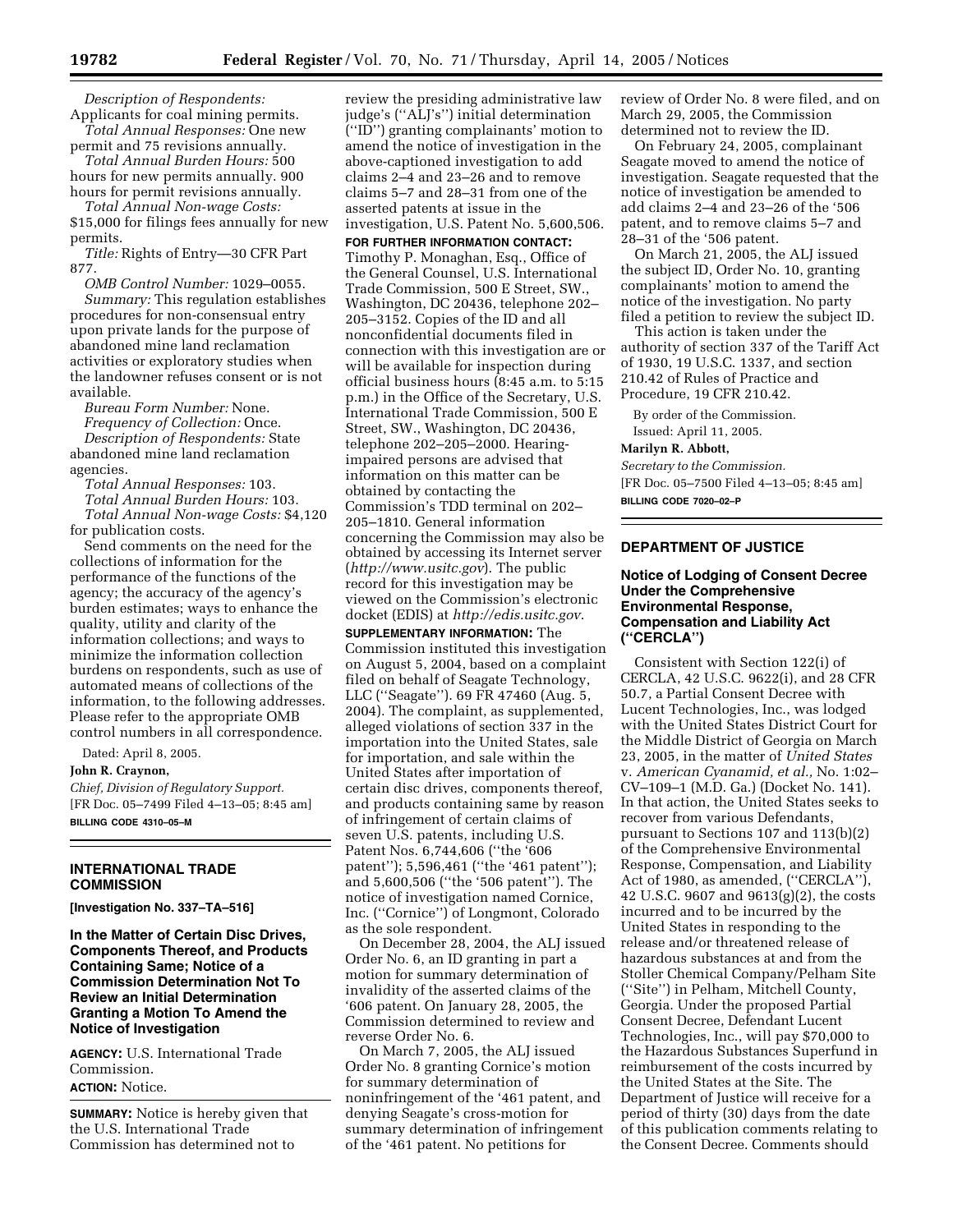*Description of Respondents:* Applicants for coal mining permits.

*Total Annual Responses:* One new permit and 75 revisions annually.

*Total Annual Burden Hours:* 500 hours for new permits annually. 900 hours for permit revisions annually.

*Total Annual Non-wage Costs:* $15,000 for filings fees annually for new permits.

*Title:* Rights of Entry—30 CFR Part 877.

*OMB Control Number:* 1029–0055.

*Summary:* This regulation establishes procedures for non-consensual entry upon private lands for the purpose of abandoned mine land reclamation activities or exploratory studies when the landowner refuses consent or is not available.

*Bureau Form Number:* None.

*Frequency of Collection:* Once.

*Description of Respondents:* State abandoned mine land reclamation agencies.

*Total Annual Responses:* 103.

*Total Annual Burden Hours:* 103.

*Total Annual Non-wage Costs:* $4,120 for publication costs.

Send comments on the need for the collections of information for the performance of the functions of the agency; the accuracy of the agency's burden estimates; ways to enhance the quality, utility and clarity of the information collections; and ways to minimize the information collection burdens on respondents, such as use of automated means of collections of the information, to the following addresses. Please refer to the appropriate OMB control numbers in all correspondence.

Dated: April 8, 2005.

**John R. Craynon,**

*Chief, Division of Regulatory Support.*

[FR Doc. 05–7499 Filed 4–13–05; 8:45 am]

**BILLING CODE 4310–05–M**

## INTERNATIONAL TRADE COMMISSION

**[Investigation No. 337–TA–516]**

### In the Matter of Certain Disc Drives, Components Thereof, and Products Containing Same; Notice of a Commission Determination Not To Review an Initial Determination Granting a Motion To Amend the Notice of Investigation

**AGENCY:** U.S. International Trade Commission.

**ACTION:** Notice.

**SUMMARY:** Notice is hereby given that the U.S. International Trade Commission has determined not to review the presiding administrative law judge's (''ALJ's'') initial determination (''ID'') granting complainants' motion to amend the notice of investigation in the above-captioned investigation to add claims 2–4 and 23–26 and to remove claims 5–7 and 28–31 from one of the asserted patents at issue in the investigation, U.S. Patent No. 5,600,506.

**FOR FURTHER INFORMATION CONTACT:** Timothy P. Monaghan, Esq., Office of the General Counsel, U.S. International Trade Commission, 500 E Street, SW., Washington, DC 20436, telephone 202–205–3152. Copies of the ID and all nonconfidential documents filed in connection with this investigation are or will be available for inspection during official business hours (8:45 a.m. to 5:15 p.m.) in the Office of the Secretary, U.S. International Trade Commission, 500 E Street, SW., Washington, DC 20436, telephone 202–205–2000. Hearing-impaired persons are advised that information on this matter can be obtained by contacting the Commission's TDD terminal on 202–205–1810. General information concerning the Commission may also be obtained by accessing its Internet server (*http://www.usitc.gov*). The public record for this investigation may be viewed on the Commission's electronic docket (EDIS) at *http://edis.usitc.gov*.

**SUPPLEMENTARY INFORMATION:** The Commission instituted this investigation on August 5, 2004, based on a complaint filed on behalf of Seagate Technology, LLC (''Seagate''). 69 FR 47460 (Aug. 5, 2004). The complaint, as supplemented, alleged violations of section 337 in the importation into the United States, sale for importation, and sale within the United States after importation of certain disc drives, components thereof, and products containing same by reason of infringement of certain claims of seven U.S. patents, including U.S. Patent Nos. 6,744,606 (''the '606 patent''); 5,596,461 (''the '461 patent''); and 5,600,506 (''the '506 patent''). The notice of investigation named Cornice, Inc. (''Cornice'') of Longmont, Colorado as the sole respondent.

On December 28, 2004, the ALJ issued Order No. 6, an ID granting in part a motion for summary determination of invalidity of the asserted claims of the '606 patent. On January 28, 2005, the Commission determined to review and reverse Order No. 6.

On March 7, 2005, the ALJ issued Order No. 8 granting Cornice's motion for summary determination of noninfringement of the '461 patent, and denying Seagate's cross-motion for summary determination of infringement of the '461 patent. No petitions for review of Order No. 8 were filed, and on March 29, 2005, the Commission determined not to review the ID.

On February 24, 2005, complainant Seagate moved to amend the notice of investigation. Seagate requested that the notice of investigation be amended to add claims 2–4 and 23–26 of the '506 patent, and to remove claims 5–7 and 28–31 of the '506 patent.

On March 21, 2005, the ALJ issued the subject ID, Order No. 10, granting complainants' motion to amend the notice of the investigation. No party filed a petition to review the subject ID.

This action is taken under the authority of section 337 of the Tariff Act of 1930, 19 U.S.C. 1337, and section 210.42 of Rules of Practice and Procedure, 19 CFR 210.42.

By order of the Commission.

Issued: April 11, 2005.

**Marilyn R. Abbott,**

*Secretary to the Commission.*

[FR Doc. 05–7500 Filed 4–13–05; 8:45 am]

**BILLING CODE 7020–02–P**

## DEPARTMENT OF JUSTICE

### Notice of Lodging of Consent Decree Under the Comprehensive Environmental Response, Compensation and Liability Act (''CERCLA'')

Consistent with Section 122(i) of CERCLA, 42 U.S.C. 9622(i), and 28 CFR 50.7, a Partial Consent Decree with Lucent Technologies, Inc., was lodged with the United States District Court for the Middle District of Georgia on March 23, 2005, in the matter of *United States* v. *American Cyanamid, et al.,* No. 1:02–CV–109–1 (M.D. Ga.) (Docket No. 141). In that action, the United States seeks to recover from various Defendants, pursuant to Sections 107 and 113(b)(2) of the Comprehensive Environmental Response, Compensation, and Liability Act of 1980, as amended, (''CERCLA''), 42 U.S.C. 9607 and 9613(g)(2), the costs incurred and to be incurred by the United States in responding to the release and/or threatened release of hazardous substances at and from the Stoller Chemical Company/Pelham Site (''Site'') in Pelham, Mitchell County, Georgia. Under the proposed Partial Consent Decree, Defendant Lucent Technologies, Inc., will pay $70,000 to the Hazardous Substances Superfund in reimbursement of the costs incurred by the United States at the Site. The Department of Justice will receive for a period of thirty (30) days from the date of this publication comments relating to the Consent Decree. Comments should